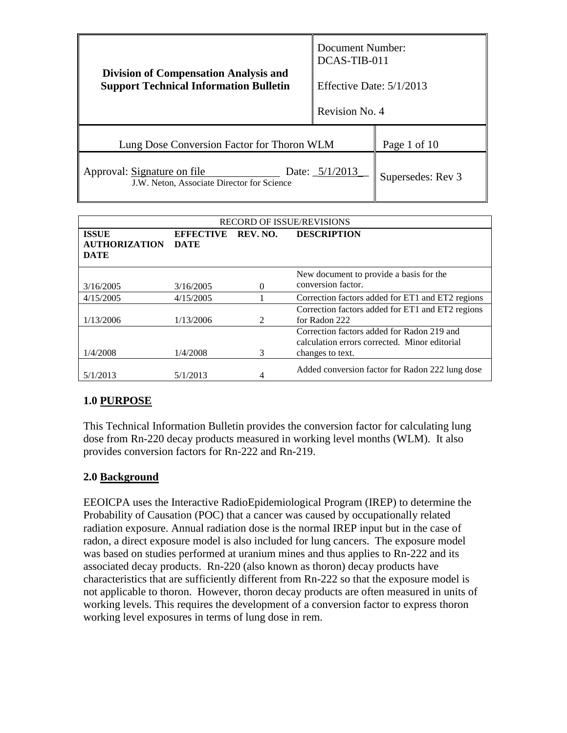| Division of Compensation Analysis and Support Technical Information Bulletin | Document Number: DCAS-TIB-011<br><br>Effective Date: 5/1/2013<br><br>Revision No. 4 |
|---|---|

| Lung Dose Conversion Factor for Thoron WLM | Page 1 of 10 |
|---|---|
| Approval: Signature on file Date: 5/1/2013<br>J.W. Neton, Associate Director for Science | Supersedes: Rev 3 |

| RECORD OF ISSUE/REVISIONS | | | |
|---|---|---|---|
| **ISSUE AUTHORIZATION DATE** | **EFFECTIVE DATE** | **REV. NO.** | **DESCRIPTION** |
| 3/16/2005 | 3/16/2005 | 0 | New document to provide a basis for the conversion factor. |
| 4/15/2005 | 4/15/2005 | 1 | Correction factors added for ET1 and ET2 regions |
| 1/13/2006 | 1/13/2006 | 2 | Correction factors added for ET1 and ET2 regions for Radon 222 |
| 1/4/2008 | 1/4/2008 | 3 | Correction factors added for Radon 219 and calculation errors corrected. Minor editorial changes to text. |
| 5/1/2013 | 5/1/2013 | 4 | Added conversion factor for Radon 222 lung dose |

## 1.0 PURPOSE

This Technical Information Bulletin provides the conversion factor for calculating lung dose from Rn-220 decay products measured in working level months (WLM). It also provides conversion factors for Rn-222 and Rn-219.

## 2.0 Background

EEOICPA uses the Interactive RadioEpidemiological Program (IREP) to determine the Probability of Causation (POC) that a cancer was caused by occupationally related radiation exposure. Annual radiation dose is the normal IREP input but in the case of radon, a direct exposure model is also included for lung cancers. The exposure model was based on studies performed at uranium mines and thus applies to Rn-222 and its associated decay products. Rn-220 (also known as thoron) decay products have characteristics that are sufficiently different from Rn-222 so that the exposure model is not applicable to thoron. However, thoron decay products are often measured in units of working levels. This requires the development of a conversion factor to express thoron working level exposures in terms of lung dose in rem.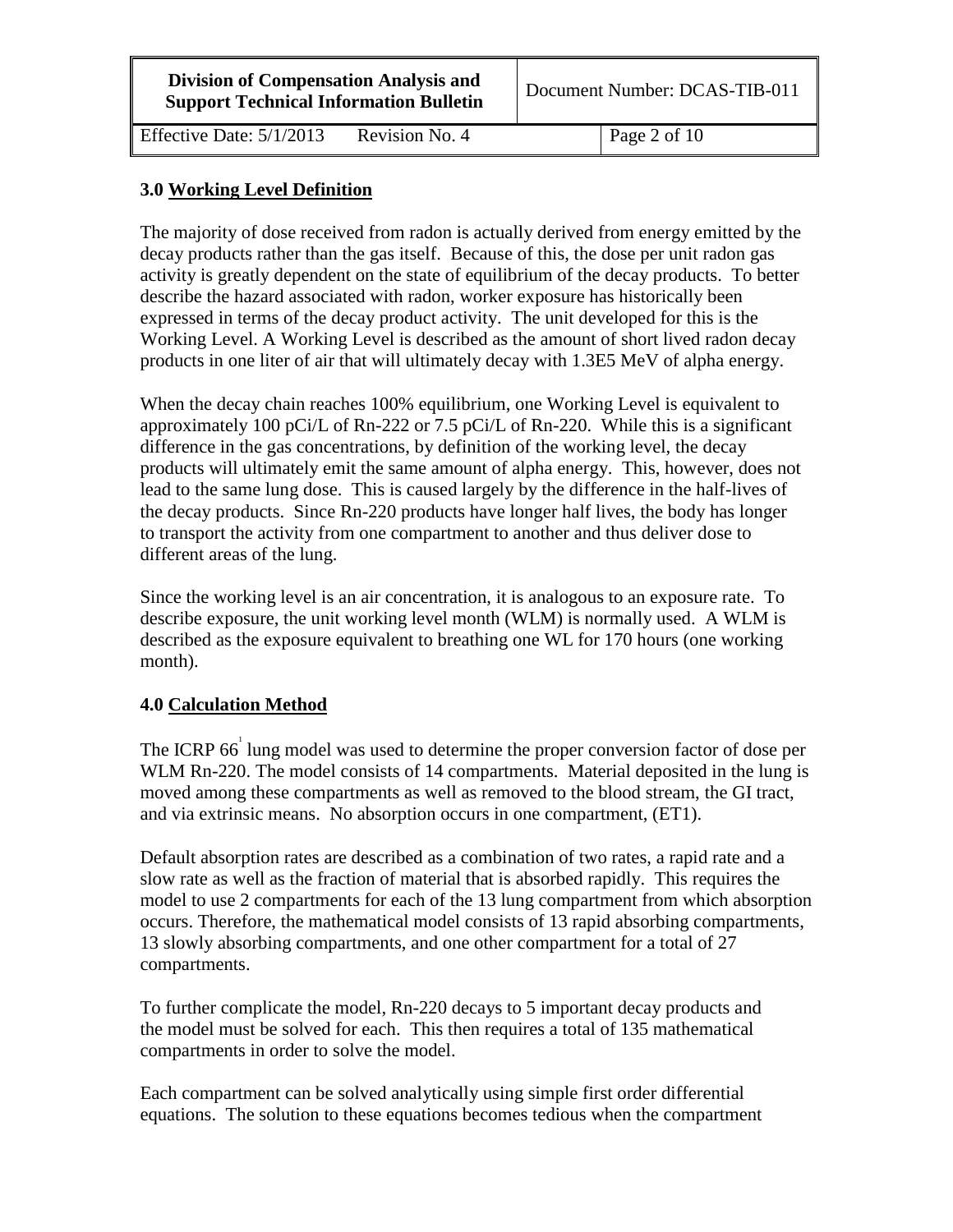### 3.0 Working Level Definition

The majority of dose received from radon is actually derived from energy emitted by the decay products rather than the gas itself. Because of this, the dose per unit radon gas activity is greatly dependent on the state of equilibrium of the decay products. To better describe the hazard associated with radon, worker exposure has historically been expressed in terms of the decay product activity. The unit developed for this is the Working Level. A Working Level is described as the amount of short lived radon decay products in one liter of air that will ultimately decay with 1.3E5 MeV of alpha energy.

When the decay chain reaches 100% equilibrium, one Working Level is equivalent to approximately 100 pCi/L of Rn-222 or 7.5 pCi/L of Rn-220. While this is a significant difference in the gas concentrations, by definition of the working level, the decay products will ultimately emit the same amount of alpha energy. This, however, does not lead to the same lung dose. This is caused largely by the difference in the half-lives of the decay products. Since Rn-220 products have longer half lives, the body has longer to transport the activity from one compartment to another and thus deliver dose to different areas of the lung.

Since the working level is an air concentration, it is analogous to an exposure rate. To describe exposure, the unit working level month (WLM) is normally used. A WLM is described as the exposure equivalent to breathing one WL for 170 hours (one working month).

### 4.0 Calculation Method

The ICRP 66[1] lung model was used to determine the proper conversion factor of dose per WLM Rn-220. The model consists of 14 compartments. Material deposited in the lung is moved among these compartments as well as removed to the blood stream, the GI tract, and via extrinsic means. No absorption occurs in one compartment, (ET1).

Default absorption rates are described as a combination of two rates, a rapid rate and a slow rate as well as the fraction of material that is absorbed rapidly. This requires the model to use 2 compartments for each of the 13 lung compartment from which absorption occurs. Therefore, the mathematical model consists of 13 rapid absorbing compartments, 13 slowly absorbing compartments, and one other compartment for a total of 27 compartments.

To further complicate the model, Rn-220 decays to 5 important decay products and the model must be solved for each. This then requires a total of 135 mathematical compartments in order to solve the model.

Each compartment can be solved analytically using simple first order differential equations. The solution to these equations becomes tedious when the compartment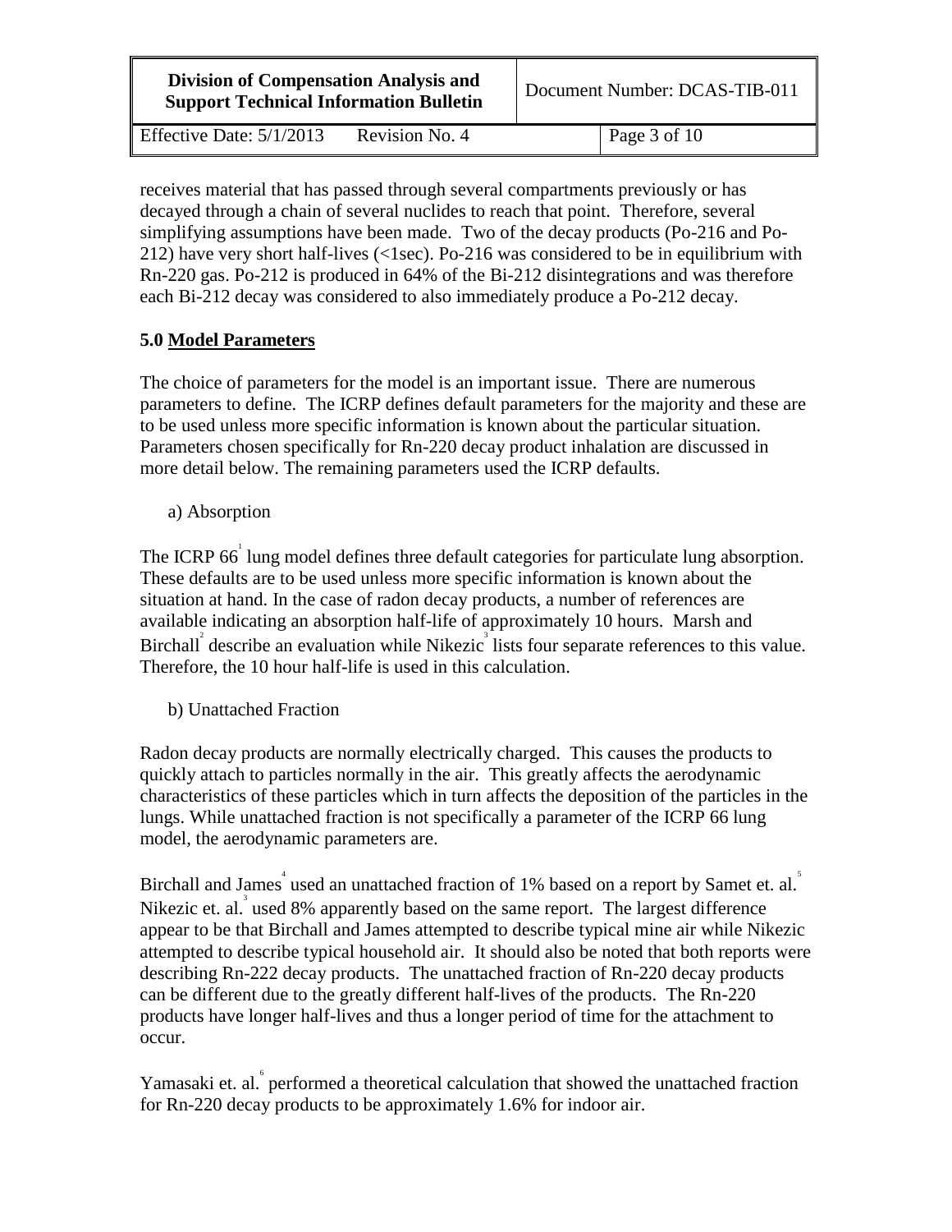receives material that has passed through several compartments previously or has decayed through a chain of several nuclides to reach that point. Therefore, several simplifying assumptions have been made. Two of the decay products (Po-216 and Po-212) have very short half-lives (<1sec). Po-216 was considered to be in equilibrium with Rn-220 gas. Po-212 is produced in 64% of the Bi-212 disintegrations and was therefore each Bi-212 decay was considered to also immediately produce a Po-212 decay.

## 5.0 Model Parameters

The choice of parameters for the model is an important issue. There are numerous parameters to define. The ICRP defines default parameters for the majority and these are to be used unless more specific information is known about the particular situation. Parameters chosen specifically for Rn-220 decay product inhalation are discussed in more detail below. The remaining parameters used the ICRP defaults.

a) Absorption

The ICRP 66[1] lung model defines three default categories for particulate lung absorption. These defaults are to be used unless more specific information is known about the situation at hand. In the case of radon decay products, a number of references are available indicating an absorption half-life of approximately 10 hours. Marsh and Birchall[2] describe an evaluation while Nikezic[3] lists four separate references to this value. Therefore, the 10 hour half-life is used in this calculation.

b) Unattached Fraction

Radon decay products are normally electrically charged. This causes the products to quickly attach to particles normally in the air. This greatly affects the aerodynamic characteristics of these particles which in turn affects the deposition of the particles in the lungs. While unattached fraction is not specifically a parameter of the ICRP 66 lung model, the aerodynamic parameters are.

Birchall and James[4] used an unattached fraction of 1% based on a report by Samet et. al.[5] Nikezic et. al.[3] used 8% apparently based on the same report. The largest difference appear to be that Birchall and James attempted to describe typical mine air while Nikezic attempted to describe typical household air. It should also be noted that both reports were describing Rn-222 decay products. The unattached fraction of Rn-220 decay products can be different due to the greatly different half-lives of the products. The Rn-220 products have longer half-lives and thus a longer period of time for the attachment to occur.

Yamasaki et. al.[6] performed a theoretical calculation that showed the unattached fraction for Rn-220 decay products to be approximately 1.6% for indoor air.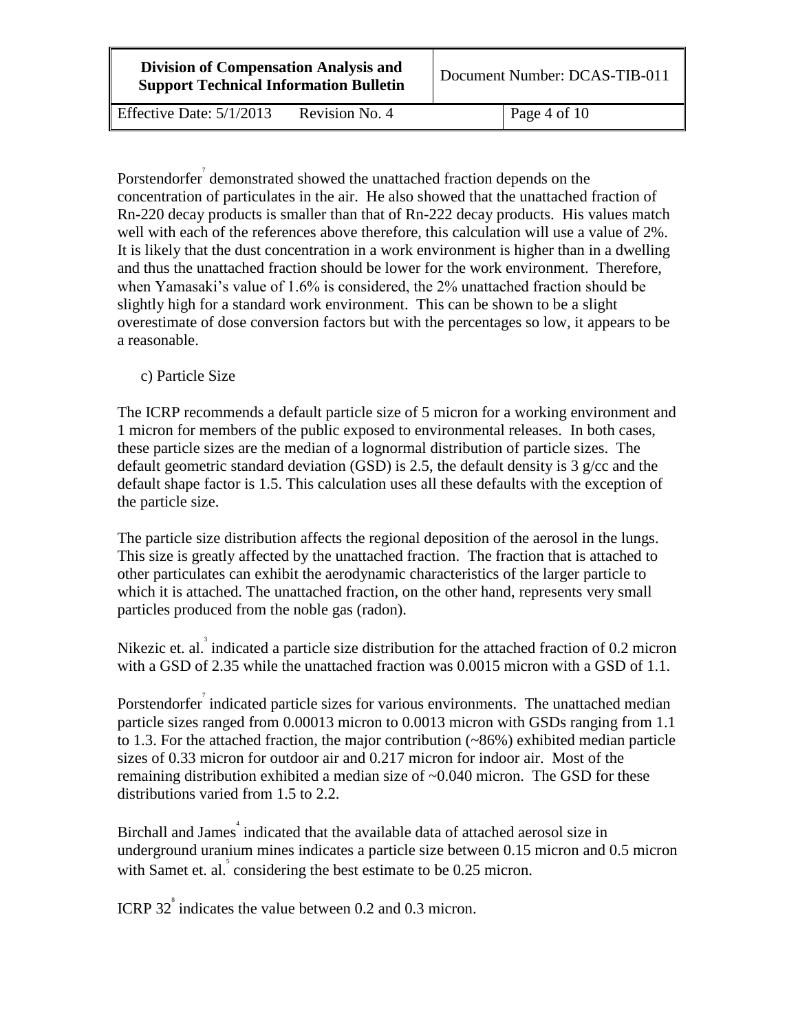Porstendorfer[7] demonstrated showed the unattached fraction depends on the concentration of particulates in the air. He also showed that the unattached fraction of Rn-220 decay products is smaller than that of Rn-222 decay products. His values match well with each of the references above therefore, this calculation will use a value of 2%. It is likely that the dust concentration in a work environment is higher than in a dwelling and thus the unattached fraction should be lower for the work environment. Therefore, when Yamasaki's value of 1.6% is considered, the 2% unattached fraction should be slightly high for a standard work environment. This can be shown to be a slight overestimate of dose conversion factors but with the percentages so low, it appears to be a reasonable.

c) Particle Size

The ICRP recommends a default particle size of 5 micron for a working environment and 1 micron for members of the public exposed to environmental releases. In both cases, these particle sizes are the median of a lognormal distribution of particle sizes. The default geometric standard deviation (GSD) is 2.5, the default density is 3 g/cc and the default shape factor is 1.5. This calculation uses all these defaults with the exception of the particle size.

The particle size distribution affects the regional deposition of the aerosol in the lungs. This size is greatly affected by the unattached fraction. The fraction that is attached to other particulates can exhibit the aerodynamic characteristics of the larger particle to which it is attached. The unattached fraction, on the other hand, represents very small particles produced from the noble gas (radon).

Nikezic et. al.[3] indicated a particle size distribution for the attached fraction of 0.2 micron with a GSD of 2.35 while the unattached fraction was 0.0015 micron with a GSD of 1.1.

Porstendorfer[7] indicated particle sizes for various environments. The unattached median particle sizes ranged from 0.00013 micron to 0.0013 micron with GSDs ranging from 1.1 to 1.3. For the attached fraction, the major contribution (~86%) exhibited median particle sizes of 0.33 micron for outdoor air and 0.217 micron for indoor air. Most of the remaining distribution exhibited a median size of ~0.040 micron. The GSD for these distributions varied from 1.5 to 2.2.

Birchall and James[4] indicated that the available data of attached aerosol size in underground uranium mines indicates a particle size between 0.15 micron and 0.5 micron with Samet et. al.[5] considering the best estimate to be 0.25 micron.

ICRP 32[8] indicates the value between 0.2 and 0.3 micron.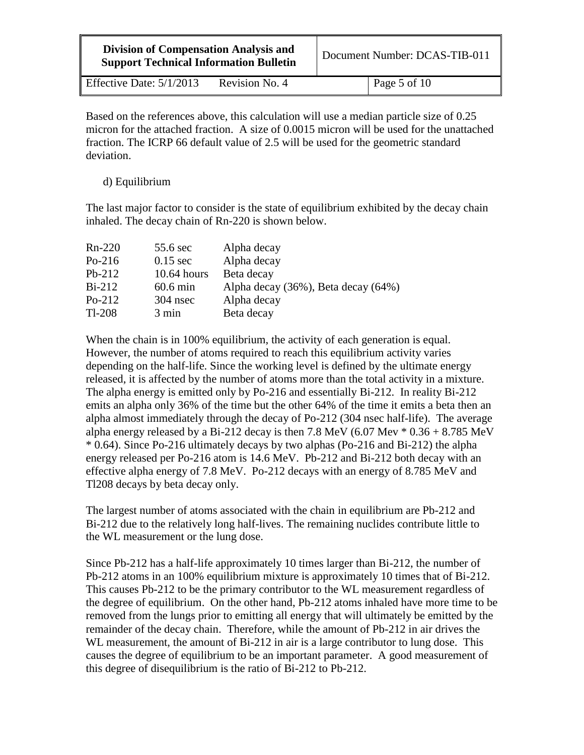Based on the references above, this calculation will use a median particle size of 0.25 micron for the attached fraction. A size of 0.0015 micron will be used for the unattached fraction. The ICRP 66 default value of 2.5 will be used for the geometric standard deviation.

d) Equilibrium

The last major factor to consider is the state of equilibrium exhibited by the decay chain inhaled. The decay chain of Rn-220 is shown below.

| | | |
|---|---|---|
| Rn-220 | 55.6 sec | Alpha decay |
| Po-216 | 0.15 sec | Alpha decay |
| Pb-212 | 10.64 hours | Beta decay |
| Bi-212 | 60.6 min | Alpha decay (36%), Beta decay (64%) |
| Po-212 | 304 nsec | Alpha decay |
| Tl-208 | 3 min | Beta decay |

When the chain is in 100% equilibrium, the activity of each generation is equal. However, the number of atoms required to reach this equilibrium activity varies depending on the half-life. Since the working level is defined by the ultimate energy released, it is affected by the number of atoms more than the total activity in a mixture. The alpha energy is emitted only by Po-216 and essentially Bi-212. In reality Bi-212 emits an alpha only 36% of the time but the other 64% of the time it emits a beta then an alpha almost immediately through the decay of Po-212 (304 nsec half-life). The average alpha energy released by a Bi-212 decay is then 7.8 MeV (6.07 Mev * 0.36 + 8.785 MeV * 0.64). Since Po-216 ultimately decays by two alphas (Po-216 and Bi-212) the alpha energy released per Po-216 atom is 14.6 MeV. Pb-212 and Bi-212 both decay with an effective alpha energy of 7.8 MeV. Po-212 decays with an energy of 8.785 MeV and Tl208 decays by beta decay only.

The largest number of atoms associated with the chain in equilibrium are Pb-212 and Bi-212 due to the relatively long half-lives. The remaining nuclides contribute little to the WL measurement or the lung dose.

Since Pb-212 has a half-life approximately 10 times larger than Bi-212, the number of Pb-212 atoms in an 100% equilibrium mixture is approximately 10 times that of Bi-212. This causes Pb-212 to be the primary contributor to the WL measurement regardless of the degree of equilibrium. On the other hand, Pb-212 atoms inhaled have more time to be removed from the lungs prior to emitting all energy that will ultimately be emitted by the remainder of the decay chain. Therefore, while the amount of Pb-212 in air drives the WL measurement, the amount of Bi-212 in air is a large contributor to lung dose. This causes the degree of equilibrium to be an important parameter. A good measurement of this degree of disequilibrium is the ratio of Bi-212 to Pb-212.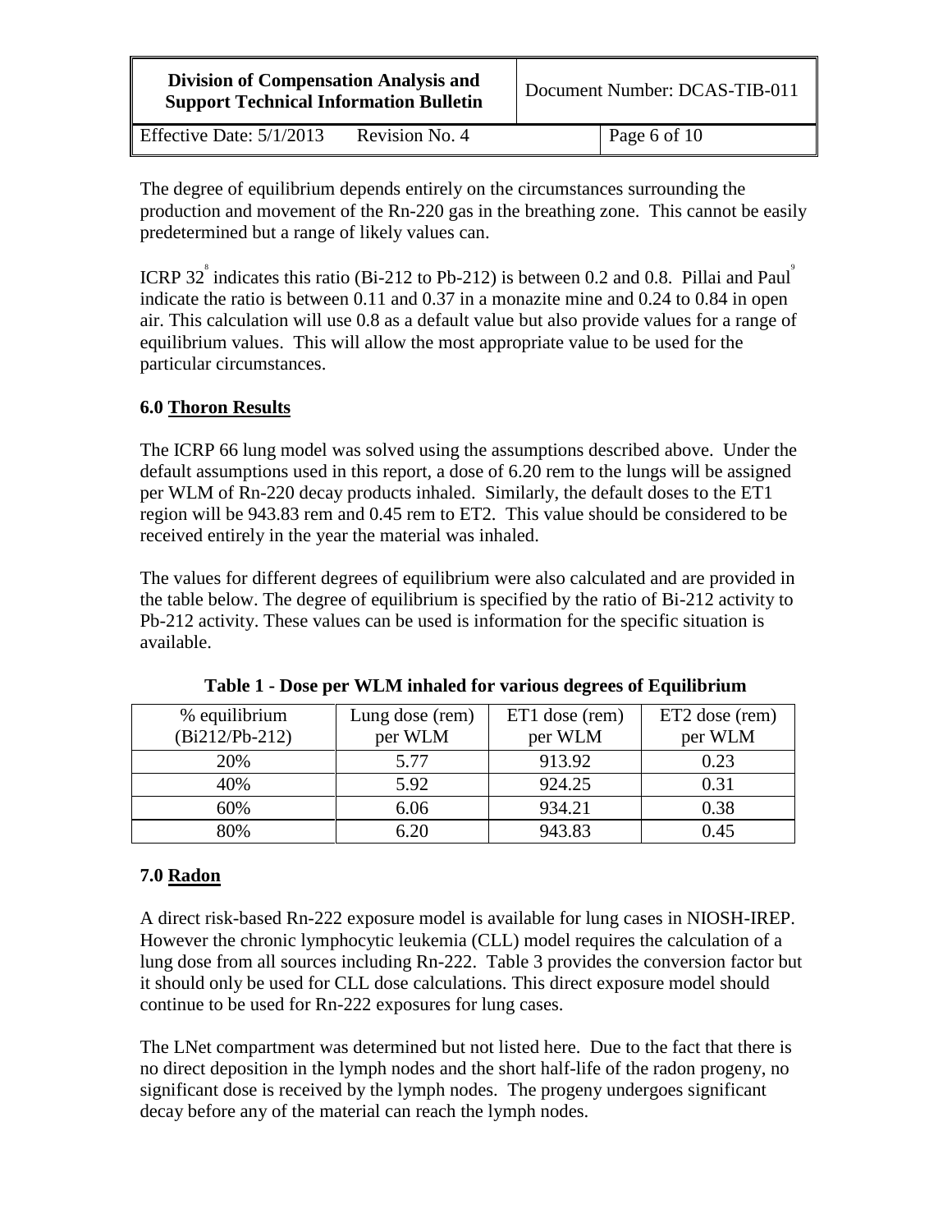The degree of equilibrium depends entirely on the circumstances surrounding the production and movement of the Rn-220 gas in the breathing zone. This cannot be easily predetermined but a range of likely values can.

ICRP 32[8] indicates this ratio (Bi-212 to Pb-212) is between 0.2 and 0.8. Pillai and Paul[9] indicate the ratio is between 0.11 and 0.37 in a monazite mine and 0.24 to 0.84 in open air. This calculation will use 0.8 as a default value but also provide values for a range of equilibrium values. This will allow the most appropriate value to be used for the particular circumstances.

## 6.0 Thoron Results

The ICRP 66 lung model was solved using the assumptions described above. Under the default assumptions used in this report, a dose of 6.20 rem to the lungs will be assigned per WLM of Rn-220 decay products inhaled. Similarly, the default doses to the ET1 region will be 943.83 rem and 0.45 rem to ET2. This value should be considered to be received entirely in the year the material was inhaled.

The values for different degrees of equilibrium were also calculated and are provided in the table below. The degree of equilibrium is specified by the ratio of Bi-212 activity to Pb-212 activity. These values can be used is information for the specific situation is available.

**Table 1 - Dose per WLM inhaled for various degrees of Equilibrium**

| % equilibrium (Bi212/Pb-212) | Lung dose (rem) per WLM | ET1 dose (rem) per WLM | ET2 dose (rem) per WLM |
|---|---|---|---|
| 20% | 5.77 | 913.92 | 0.23 |
| 40% | 5.92 | 924.25 | 0.31 |
| 60% | 6.06 | 934.21 | 0.38 |
| 80% | 6.20 | 943.83 | 0.45 |

## 7.0 Radon

A direct risk-based Rn-222 exposure model is available for lung cases in NIOSH-IREP. However the chronic lymphocytic leukemia (CLL) model requires the calculation of a lung dose from all sources including Rn-222. Table 3 provides the conversion factor but it should only be used for CLL dose calculations. This direct exposure model should continue to be used for Rn-222 exposures for lung cases.

The LNet compartment was determined but not listed here. Due to the fact that there is no direct deposition in the lymph nodes and the short half-life of the radon progeny, no significant dose is received by the lymph nodes. The progeny undergoes significant decay before any of the material can reach the lymph nodes.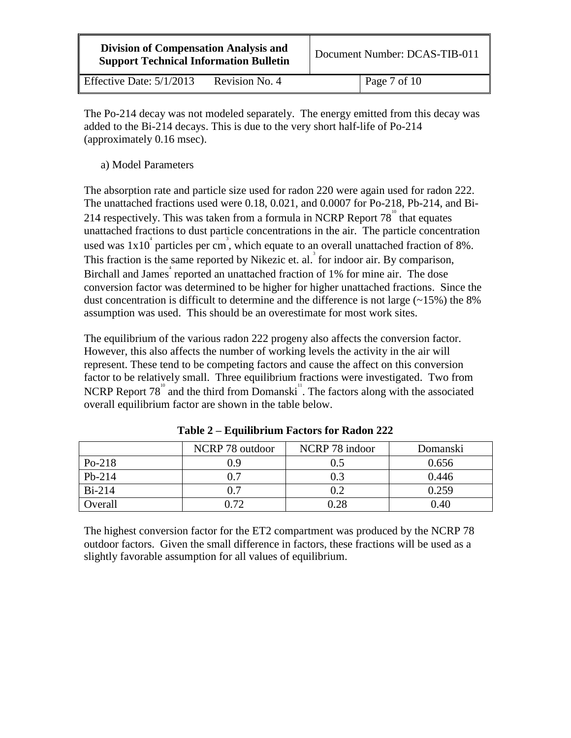The Po-214 decay was not modeled separately. The energy emitted from this decay was added to the Bi-214 decays. This is due to the very short half-life of Po-214 (approximately 0.16 msec).

a) Model Parameters

The absorption rate and particle size used for radon 220 were again used for radon 222. The unattached fractions used were 0.18, 0.021, and 0.0007 for Po-218, Pb-214, and Bi-214 respectively. This was taken from a formula in NCRP Report 78[10] that equates unattached fractions to dust particle concentrations in the air. The particle concentration used was $1x10^4$ particles per $cm^3$, which equate to an overall unattached fraction of 8%. This fraction is the same reported by Nikezic et. al.[3] for indoor air. By comparison, Birchall and James[4] reported an unattached fraction of 1% for mine air. The dose conversion factor was determined to be higher for higher unattached fractions. Since the dust concentration is difficult to determine and the difference is not large (~15%) the 8% assumption was used. This should be an overestimate for most work sites.

The equilibrium of the various radon 222 progeny also affects the conversion factor. However, this also affects the number of working levels the activity in the air will represent. These tend to be competing factors and cause the affect on this conversion factor to be relatively small. Three equilibrium fractions were investigated. Two from NCRP Report 78[10] and the third from Domanski[11]. The factors along with the associated overall equilibrium factor are shown in the table below.

**Table 2 – Equilibrium Factors for Radon 222**

| | NCRP 78 outdoor | NCRP 78 indoor | Domanski |
|---|---|---|---|
| Po-218 | 0.9 | 0.5 | 0.656 |
| Pb-214 | 0.7 | 0.3 | 0.446 |
| Bi-214 | 0.7 | 0.2 | 0.259 |
| Overall | 0.72 | 0.28 | 0.40 |

The highest conversion factor for the ET2 compartment was produced by the NCRP 78 outdoor factors. Given the small difference in factors, these fractions will be used as a slightly favorable assumption for all values of equilibrium.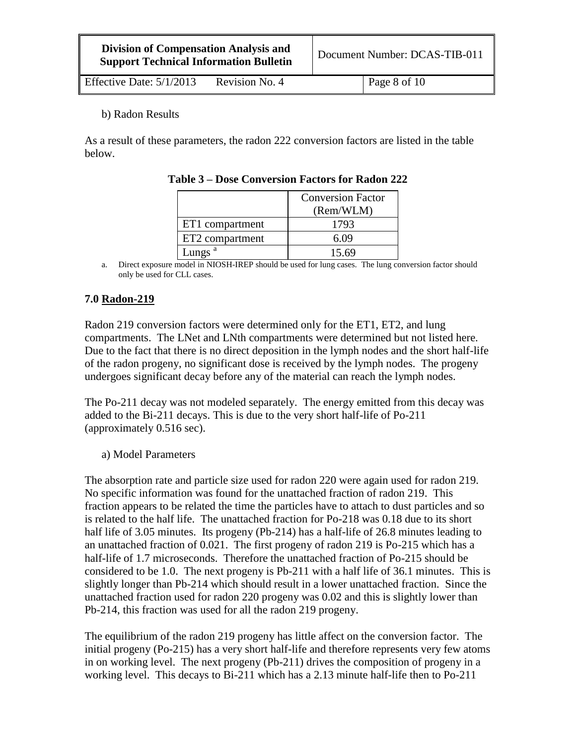b) Radon Results

As a result of these parameters, the radon 222 conversion factors are listed in the table below.

**Table 3 – Dose Conversion Factors for Radon 222**

| | Conversion Factor (Rem/WLM) |
|---|---|
| ET1 compartment | 1793 |
| ET2 compartment | 6.09 |
| Lungs [a] | 15.69 |

a. Direct exposure model in NIOSH-IREP should be used for lung cases. The lung conversion factor should only be used for CLL cases.

## 7.0 Radon-219

Radon 219 conversion factors were determined only for the ET1, ET2, and lung compartments. The LNet and LNth compartments were determined but not listed here. Due to the fact that there is no direct deposition in the lymph nodes and the short half-life of the radon progeny, no significant dose is received by the lymph nodes. The progeny undergoes significant decay before any of the material can reach the lymph nodes.

The Po-211 decay was not modeled separately. The energy emitted from this decay was added to the Bi-211 decays. This is due to the very short half-life of Po-211 (approximately 0.516 sec).

a) Model Parameters

The absorption rate and particle size used for radon 220 were again used for radon 219. No specific information was found for the unattached fraction of radon 219. This fraction appears to be related the time the particles have to attach to dust particles and so is related to the half life. The unattached fraction for Po-218 was 0.18 due to its short half life of 3.05 minutes. Its progeny (Pb-214) has a half-life of 26.8 minutes leading to an unattached fraction of 0.021. The first progeny of radon 219 is Po-215 which has a half-life of 1.7 microseconds. Therefore the unattached fraction of Po-215 should be considered to be 1.0. The next progeny is Pb-211 with a half life of 36.1 minutes. This is slightly longer than Pb-214 which should result in a lower unattached fraction. Since the unattached fraction used for radon 220 progeny was 0.02 and this is slightly lower than Pb-214, this fraction was used for all the radon 219 progeny.

The equilibrium of the radon 219 progeny has little affect on the conversion factor. The initial progeny (Po-215) has a very short half-life and therefore represents very few atoms in on working level. The next progeny (Pb-211) drives the composition of progeny in a working level. This decays to Bi-211 which has a 2.13 minute half-life then to Po-211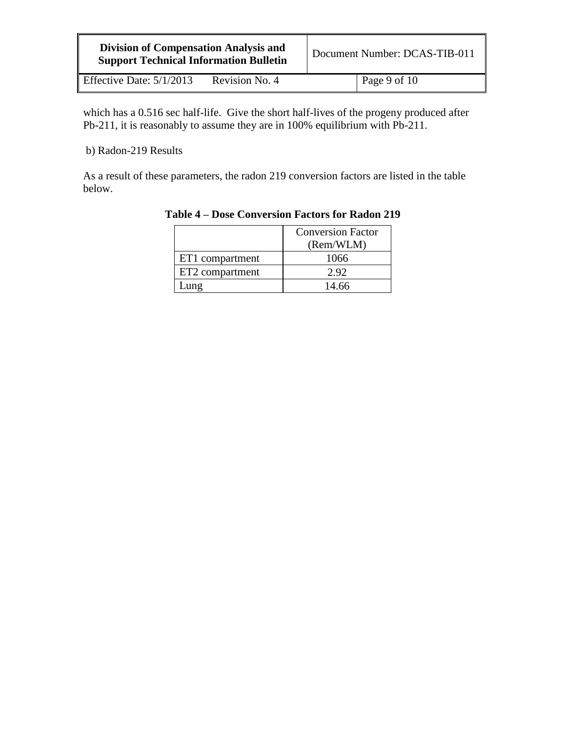which has a 0.516 sec half-life. Give the short half-lives of the progeny produced after Pb-211, it is reasonably to assume they are in 100% equilibrium with Pb-211.

b) Radon-219 Results

As a result of these parameters, the radon 219 conversion factors are listed in the table below.

**Table 4 – Dose Conversion Factors for Radon 219**

| | Conversion Factor (Rem/WLM) |
|---|---|
| ET1 compartment | 1066 |
| ET2 compartment | 2.92 |
| Lung | 14.66 |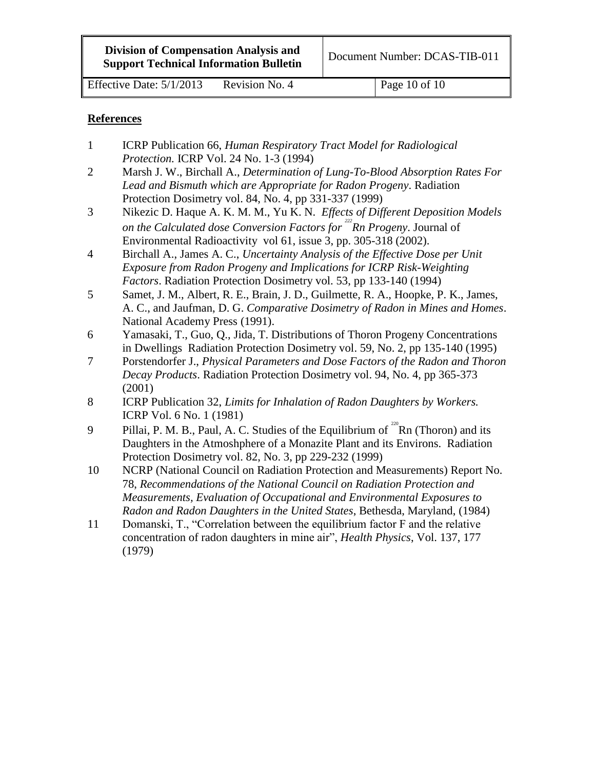**References**

1. ICRP Publication 66, *Human Respiratory Tract Model for Radiological Protection.* ICRP Vol. 24 No. 1-3 (1994)
2. Marsh J. W., Birchall A., *Determination of Lung-To-Blood Absorption Rates For Lead and Bismuth which are Appropriate for Radon Progeny*. Radiation Protection Dosimetry vol. 84, No. 4, pp 331-337 (1999)
3. Nikezic D. Haque A. K. M. M., Yu K. N. *Effects of Different Deposition Models on the Calculated dose Conversion Factors for $^{222}$Rn Progeny*. Journal of Environmental Radioactivity vol 61, issue 3, pp. 305-318 (2002).
4. Birchall A., James A. C., *Uncertainty Analysis of the Effective Dose per Unit Exposure from Radon Progeny and Implications for ICRP Risk-Weighting Factors*. Radiation Protection Dosimetry vol. 53, pp 133-140 (1994)
5. Samet, J. M., Albert, R. E., Brain, J. D., Guilmette, R. A., Hoopke, P. K., James, A. C., and Jaufman, D. G. *Comparative Dosimetry of Radon in Mines and Homes*. National Academy Press (1991).
6. Yamasaki, T., Guo, Q., Jida, T. Distributions of Thoron Progeny Concentrations in Dwellings Radiation Protection Dosimetry vol. 59, No. 2, pp 135-140 (1995)
7. Porstendorfer J., *Physical Parameters and Dose Factors of the Radon and Thoron Decay Products*. Radiation Protection Dosimetry vol. 94, No. 4, pp 365-373 (2001)
8. ICRP Publication 32, *Limits for Inhalation of Radon Daughters by Workers.* ICRP Vol. 6 No. 1 (1981)
9. Pillai, P. M. B., Paul, A. C. Studies of the Equilibrium of $^{220}$Rn (Thoron) and its Daughters in the Atmoshphere of a Monazite Plant and its Environs. Radiation Protection Dosimetry vol. 82, No. 3, pp 229-232 (1999)
10. NCRP (National Council on Radiation Protection and Measurements) Report No. 78, *Recommendations of the National Council on Radiation Protection and Measurements, Evaluation of Occupational and Environmental Exposures to Radon and Radon Daughters in the United States*, Bethesda, Maryland, (1984)
11. Domanski, T., "Correlation between the equilibrium factor F and the relative concentration of radon daughters in mine air", *Health Physics*, Vol. 137, 177 (1979)